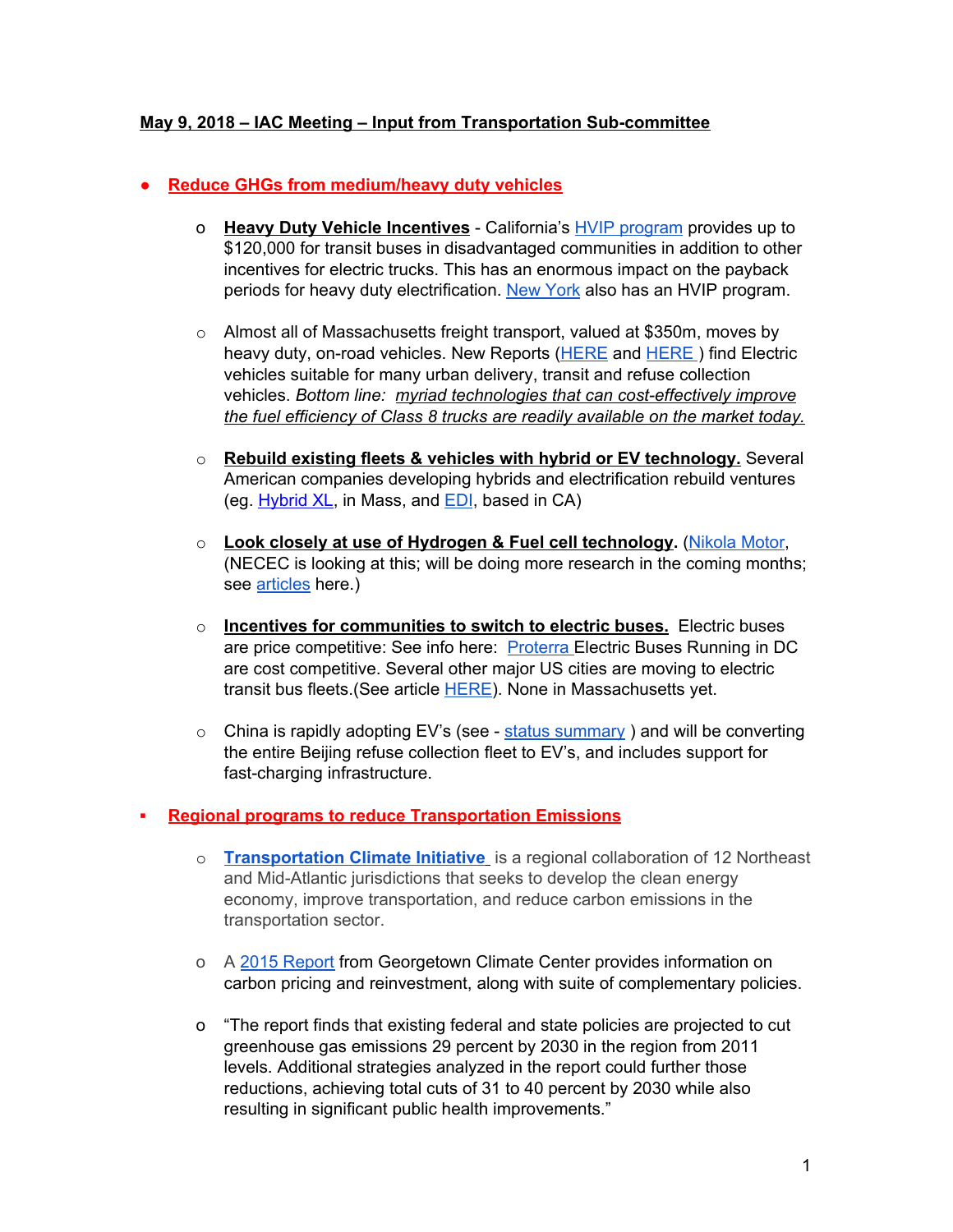**May 9, 2018 – IAC Meeting – Input from Transportation Sub-committee**

- **Reduce GHGs from medium/heavy duty vehicles**

    - **Heavy Duty Vehicle Incentives** - California's HVIP program provides up to $120,000 for transit buses in disadvantaged communities in addition to other incentives for electric trucks. This has an enormous impact on the payback periods for heavy duty electrification. New York also has an HVIP program.

    - Almost all of Massachusetts freight transport, valued at $350m, moves by heavy duty, on-road vehicles. New Reports (HERE and HERE ) find Electric vehicles suitable for many urban delivery, transit and refuse collection vehicles. *Bottom line: myriad technologies that can cost-effectively improve the fuel efficiency of Class 8 trucks are readily available on the market today.*

    - **Rebuild existing fleets & vehicles with hybrid or EV technology.** Several American companies developing hybrids and electrification rebuild ventures (eg. Hybrid XL, in Mass, and EDI, based in CA)

    - **Look closely at use of Hydrogen & Fuel cell technology**. (Nikola Motor, (NECEC is looking at this; will be doing more research in the coming months; see articles here.)

    - **Incentives for communities to switch to electric buses.** Electric buses are price competitive: See info here: Proterra Electric Buses Running in DC are cost competitive. Several other major US cities are moving to electric transit bus fleets.(See article HERE). None in Massachusetts yet.

    - China is rapidly adopting EV's (see - status summary ) and will be converting the entire Beijing refuse collection fleet to EV's, and includes support for fast-charging infrastructure.

- **Regional programs to reduce Transportation Emissions**

    - **Transportation Climate Initiative** is a regional collaboration of 12 Northeast and Mid-Atlantic jurisdictions that seeks to develop the clean energy economy, improve transportation, and reduce carbon emissions in the transportation sector.

    - A 2015 Report from Georgetown Climate Center provides information on carbon pricing and reinvestment, along with suite of complementary policies.

    - "The report finds that existing federal and state policies are projected to cut greenhouse gas emissions 29 percent by 2030 in the region from 2011 levels. Additional strategies analyzed in the report could further those reductions, achieving total cuts of 31 to 40 percent by 2030 while also resulting in significant public health improvements."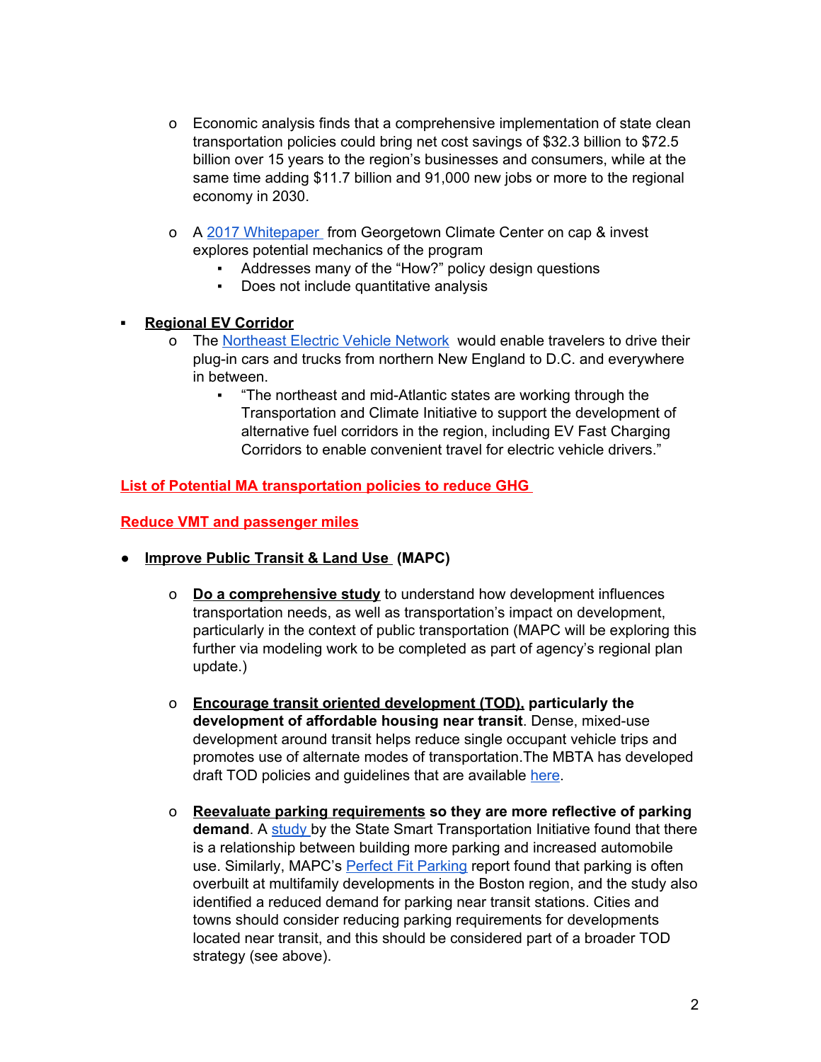- Economic analysis finds that a comprehensive implementation of state clean transportation policies could bring net cost savings of $32.3 billion to $72.5 billion over 15 years to the region's businesses and consumers, while at the same time adding $11.7 billion and 91,000 new jobs or more to the regional economy in 2030.

- A 2017 Whitepaper from Georgetown Climate Center on cap & invest explores potential mechanics of the program
  - Addresses many of the "How?" policy design questions
  - Does not include quantitative analysis

- **Regional EV Corridor**
  - The Northeast Electric Vehicle Network would enable travelers to drive their plug-in cars and trucks from northern New England to D.C. and everywhere in between.
    - "The northeast and mid-Atlantic states are working through the Transportation and Climate Initiative to support the development of alternative fuel corridors in the region, including EV Fast Charging Corridors to enable convenient travel for electric vehicle drivers."

**List of Potential MA transportation policies to reduce GHG**

**Reduce VMT and passenger miles**

- **Improve Public Transit & Land Use (MAPC)**

  - **Do a comprehensive study** to understand how development influences transportation needs, as well as transportation's impact on development, particularly in the context of public transportation (MAPC will be exploring this further via modeling work to be completed as part of agency's regional plan update.)

  - **Encourage transit oriented development (TOD), particularly the development of affordable housing near transit**. Dense, mixed-use development around transit helps reduce single occupant vehicle trips and promotes use of alternate modes of transportation.The MBTA has developed draft TOD policies and guidelines that are available here.

  - **Reevaluate parking requirements so they are more reflective of parking demand**. A study by the State Smart Transportation Initiative found that there is a relationship between building more parking and increased automobile use. Similarly, MAPC's Perfect Fit Parking report found that parking is often overbuilt at multifamily developments in the Boston region, and the study also identified a reduced demand for parking near transit stations. Cities and towns should consider reducing parking requirements for developments located near transit, and this should be considered part of a broader TOD strategy (see above).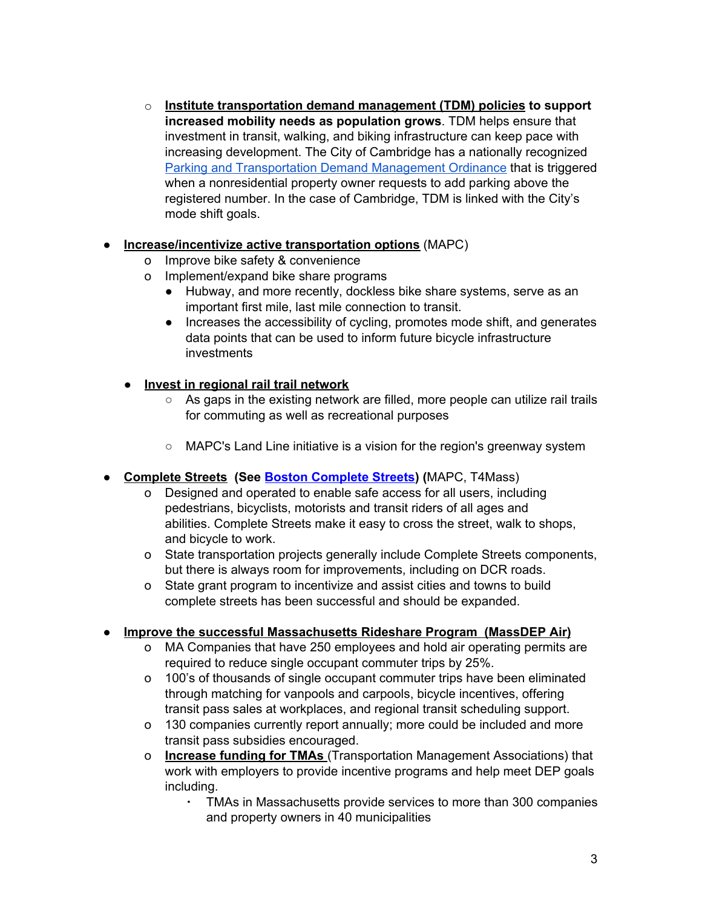- **Institute transportation demand management (TDM) policies to support increased mobility needs as population grows**. TDM helps ensure that investment in transit, walking, and biking infrastructure can keep pace with increasing development. The City of Cambridge has a nationally recognized Parking and Transportation Demand Management Ordinance that is triggered when a nonresidential property owner requests to add parking above the registered number. In the case of Cambridge, TDM is linked with the City's mode shift goals.

- **Increase/incentivize active transportation options** (MAPC)
  - Improve bike safety & convenience
  - Implement/expand bike share programs
    - Hubway, and more recently, dockless bike share systems, serve as an important first mile, last mile connection to transit.
    - Increases the accessibility of cycling, promotes mode shift, and generates data points that can be used to inform future bicycle infrastructure investments

  - **Invest in regional rail trail network**
    - As gaps in the existing network are filled, more people can utilize rail trails for commuting as well as recreational purposes

    - MAPC's Land Line initiative is a vision for the region's greenway system

- **Complete Streets (See Boston Complete Streets) (**MAPC, T4Mass)
  - Designed and operated to enable safe access for all users, including pedestrians, bicyclists, motorists and transit riders of all ages and abilities. Complete Streets make it easy to cross the street, walk to shops, and bicycle to work.
  - State transportation projects generally include Complete Streets components, but there is always room for improvements, including on DCR roads.
  - State grant program to incentivize and assist cities and towns to build complete streets has been successful and should be expanded.

- **Improve the successful Massachusetts Rideshare Program (MassDEP Air)**
  - MA Companies that have 250 employees and hold air operating permits are required to reduce single occupant commuter trips by 25%.
  - 100's of thousands of single occupant commuter trips have been eliminated through matching for vanpools and carpools, bicycle incentives, offering transit pass sales at workplaces, and regional transit scheduling support.
  - 130 companies currently report annually; more could be included and more transit pass subsidies encouraged.
  - **Increase funding for TMAs** (Transportation Management Associations) that work with employers to provide incentive programs and help meet DEP goals including.
    - TMAs in Massachusetts provide services to more than 300 companies and property owners in 40 municipalities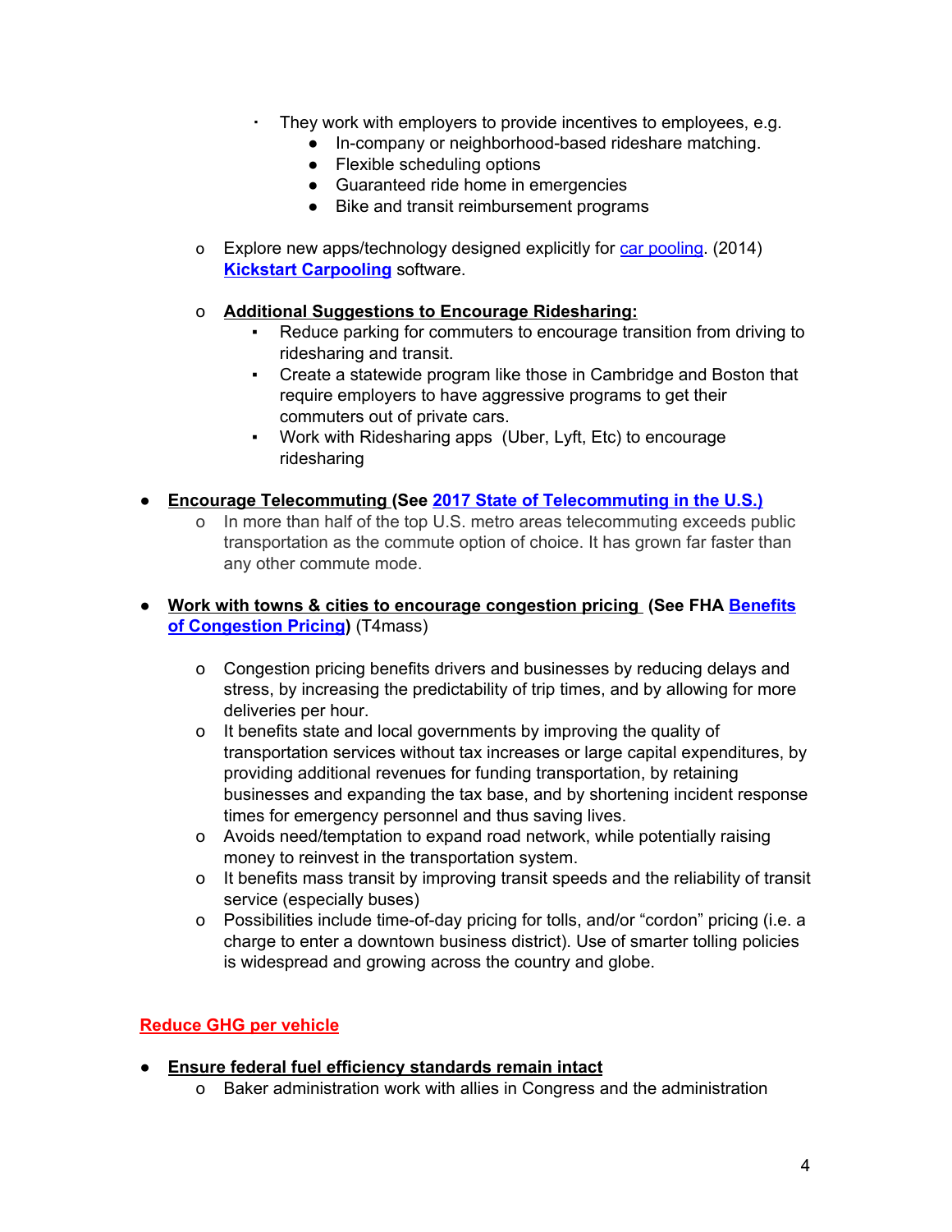- They work with employers to provide incentives to employees, e.g.
  - In-company or neighborhood-based rideshare matching.
  - Flexible scheduling options
  - Guaranteed ride home in emergencies
  - Bike and transit reimbursement programs

- Explore new apps/technology designed explicitly for car pooling. (2014) **Kickstart Carpooling** software.

- **Additional Suggestions to Encourage Ridesharing:**
  - Reduce parking for commuters to encourage transition from driving to ridesharing and transit.
  - Create a statewide program like those in Cambridge and Boston that require employers to have aggressive programs to get their commuters out of private cars.
  - Work with Ridesharing apps (Uber, Lyft, Etc) to encourage ridesharing

- **Encourage Telecommuting (See 2017 State of Telecommuting in the U.S.)**
  - In more than half of the top U.S. metro areas telecommuting exceeds public transportation as the commute option of choice. It has grown far faster than any other commute mode.

- **Work with towns & cities to encourage congestion pricing (See FHA Benefits of Congestion Pricing)** (T4mass)
  - Congestion pricing benefits drivers and businesses by reducing delays and stress, by increasing the predictability of trip times, and by allowing for more deliveries per hour.
  - It benefits state and local governments by improving the quality of transportation services without tax increases or large capital expenditures, by providing additional revenues for funding transportation, by retaining businesses and expanding the tax base, and by shortening incident response times for emergency personnel and thus saving lives.
  - Avoids need/temptation to expand road network, while potentially raising money to reinvest in the transportation system.
  - It benefits mass transit by improving transit speeds and the reliability of transit service (especially buses)
  - Possibilities include time-of-day pricing for tolls, and/or "cordon" pricing (i.e. a charge to enter a downtown business district). Use of smarter tolling policies is widespread and growing across the country and globe.

## Reduce GHG per vehicle

- **Ensure federal fuel efficiency standards remain intact**
  - Baker administration work with allies in Congress and the administration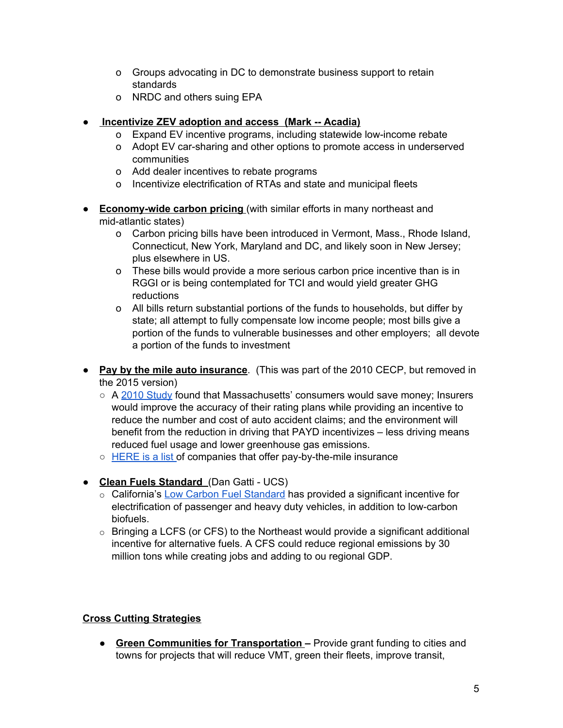- Groups advocating in DC to demonstrate business support to retain standards
- NRDC and others suing EPA

- **Incentivize ZEV adoption and access (Mark -- Acadia)**
  - Expand EV incentive programs, including statewide low-income rebate
  - Adopt EV car-sharing and other options to promote access in underserved communities
  - Add dealer incentives to rebate programs
  - Incentivize electrification of RTAs and state and municipal fleets

- **Economy-wide carbon pricing** (with similar efforts in many northeast and mid-atlantic states)
  - Carbon pricing bills have been introduced in Vermont, Mass., Rhode Island, Connecticut, New York, Maryland and DC, and likely soon in New Jersey; plus elsewhere in US.
  - These bills would provide a more serious carbon price incentive than is in RGGI or is being contemplated for TCI and would yield greater GHG reductions
  - All bills return substantial portions of the funds to households, but differ by state; all attempt to fully compensate low income people; most bills give a portion of the funds to vulnerable businesses and other employers; all devote a portion of the funds to investment

- **Pay by the mile auto insurance**. (This was part of the 2010 CECP, but removed in the 2015 version)
  - A 2010 Study found that Massachusetts' consumers would save money; Insurers would improve the accuracy of their rating plans while providing an incentive to reduce the number and cost of auto accident claims; and the environment will benefit from the reduction in driving that PAYD incentivizes – less driving means reduced fuel usage and lower greenhouse gas emissions.
  - HERE is a list of companies that offer pay-by-the-mile insurance

- **Clean Fuels Standard** (Dan Gatti - UCS)
  - California's Low Carbon Fuel Standard has provided a significant incentive for electrification of passenger and heavy duty vehicles, in addition to low-carbon biofuels.
  - Bringing a LCFS (or CFS) to the Northeast would provide a significant additional incentive for alternative fuels. A CFS could reduce regional emissions by 30 million tons while creating jobs and adding to ou regional GDP.

## Cross Cutting Strategies

- **Green Communities for Transportation –** Provide grant funding to cities and towns for projects that will reduce VMT, green their fleets, improve transit,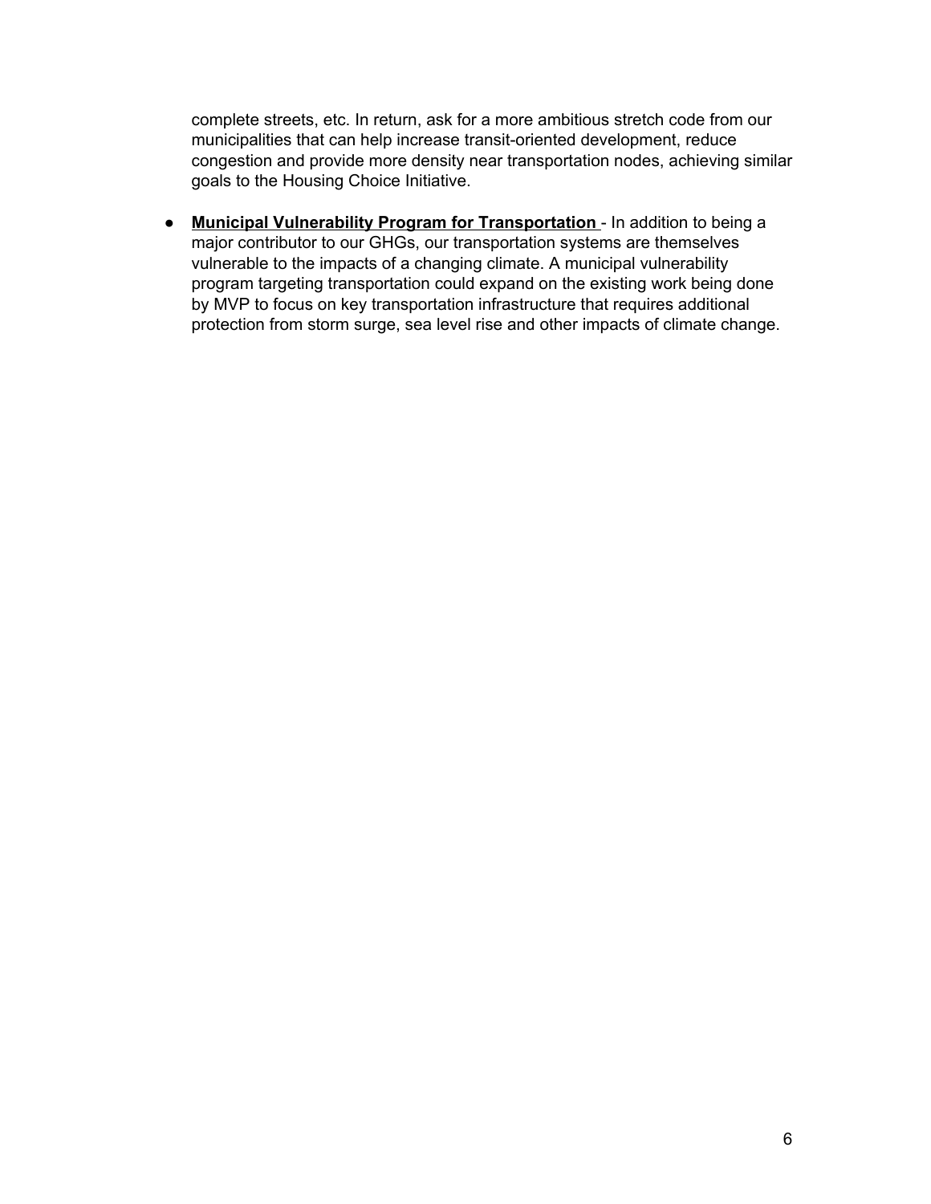complete streets, etc. In return, ask for a more ambitious stretch code from our municipalities that can help increase transit-oriented development, reduce congestion and provide more density near transportation nodes, achieving similar goals to the Housing Choice Initiative.

- **Municipal Vulnerability Program for Transportation** - In addition to being a major contributor to our GHGs, our transportation systems are themselves vulnerable to the impacts of a changing climate. A municipal vulnerability program targeting transportation could expand on the existing work being done by MVP to focus on key transportation infrastructure that requires additional protection from storm surge, sea level rise and other impacts of climate change.